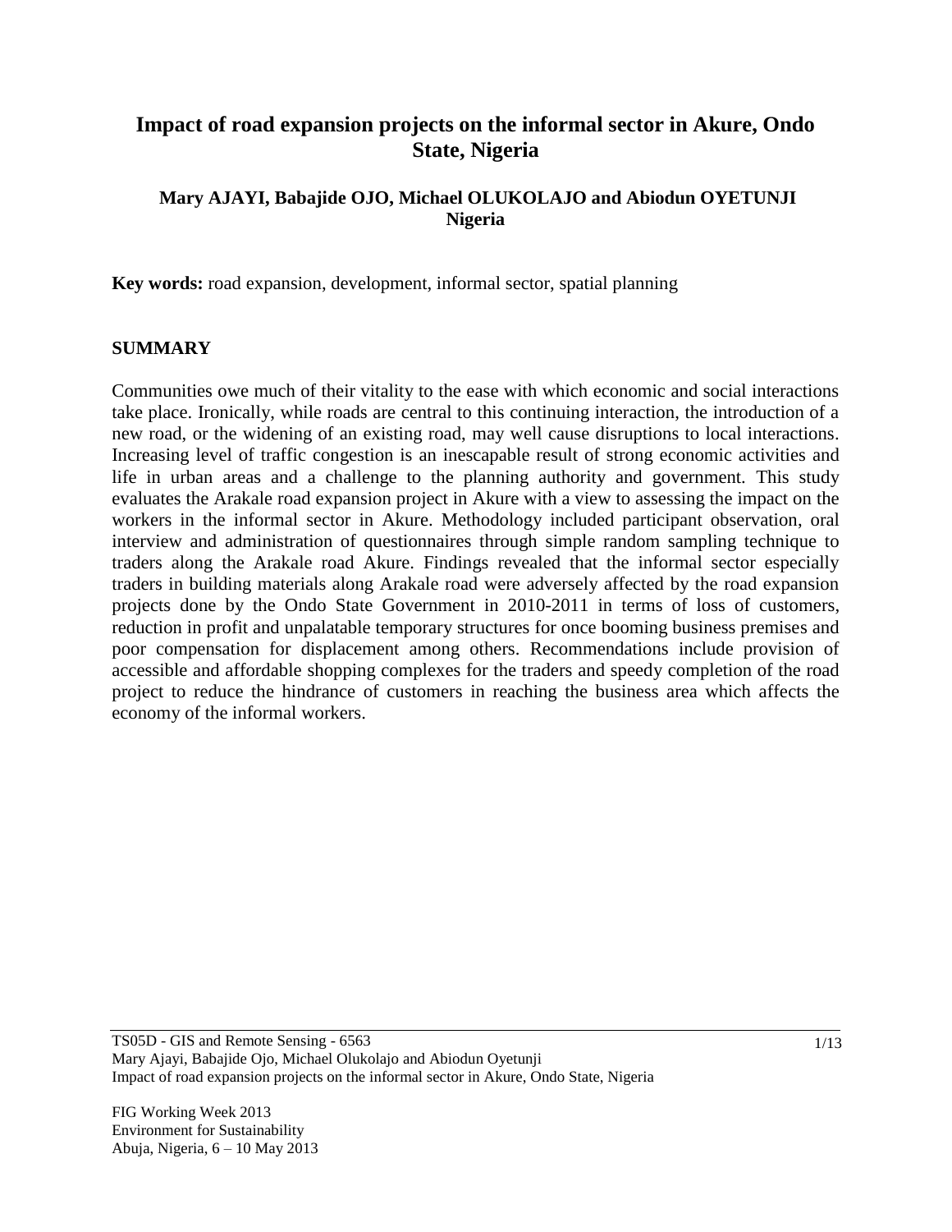# Impact of road expansion projects on the informal sector in Akure, Ondo State, Nigeria

**Mary AJAYI, Babajide OJO, Michael OLUKOLAJO and Abiodun OYETUNJI**
**Nigeria**

**Key words:** road expansion, development, informal sector, spatial planning

## SUMMARY

Communities owe much of their vitality to the ease with which economic and social interactions take place. Ironically, while roads are central to this continuing interaction, the introduction of a new road, or the widening of an existing road, may well cause disruptions to local interactions. Increasing level of traffic congestion is an inescapable result of strong economic activities and life in urban areas and a challenge to the planning authority and government. This study evaluates the Arakale road expansion project in Akure with a view to assessing the impact on the workers in the informal sector in Akure. Methodology included participant observation, oral interview and administration of questionnaires through simple random sampling technique to traders along the Arakale road Akure. Findings revealed that the informal sector especially traders in building materials along Arakale road were adversely affected by the road expansion projects done by the Ondo State Government in 2010-2011 in terms of loss of customers, reduction in profit and unpalatable temporary structures for once booming business premises and poor compensation for displacement among others. Recommendations include provision of accessible and affordable shopping complexes for the traders and speedy completion of the road project to reduce the hindrance of customers in reaching the business area which affects the economy of the informal workers.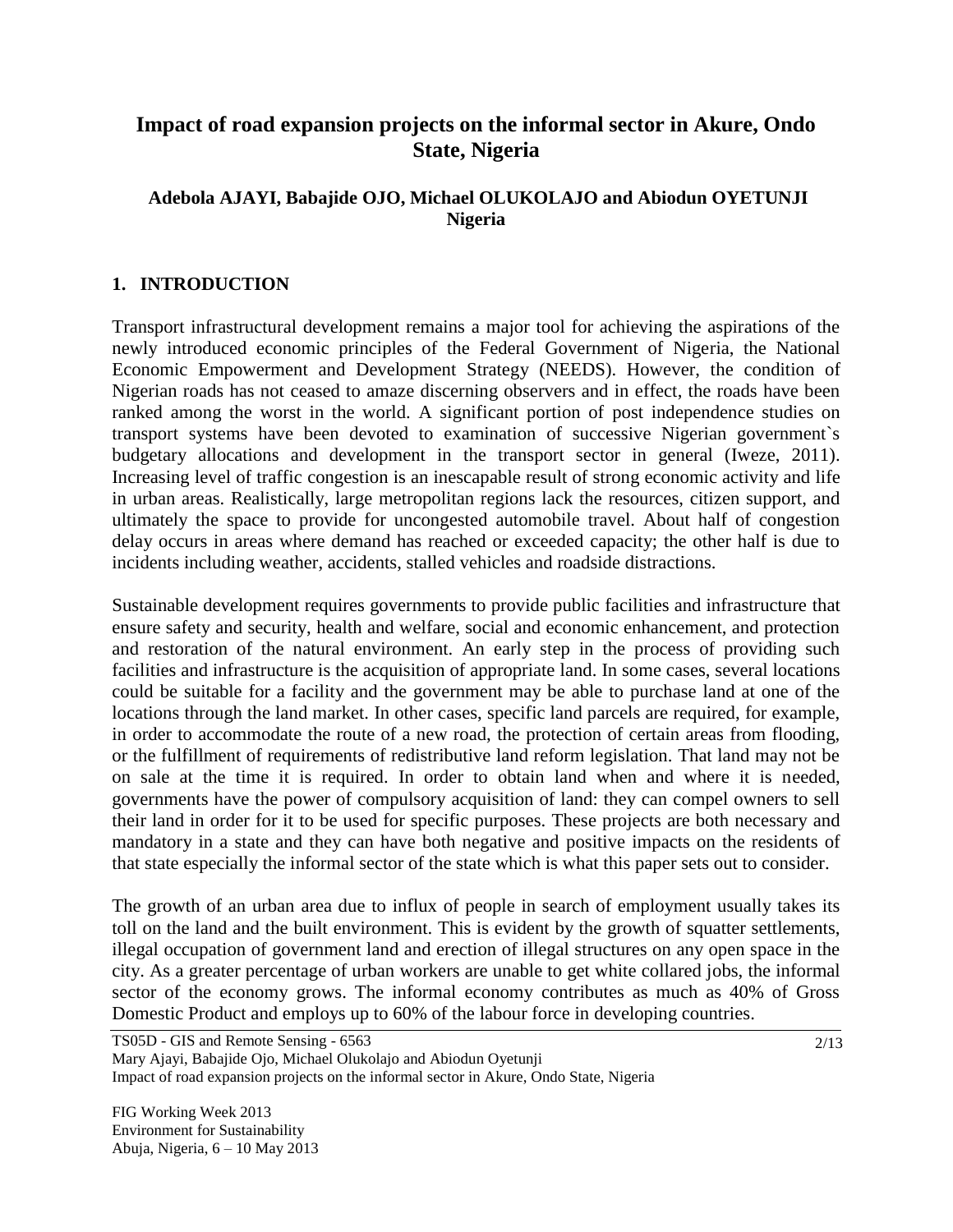# Impact of road expansion projects on the informal sector in Akure, Ondo State, Nigeria

**Adebola AJAYI, Babajide OJO, Michael OLUKOLAJO and Abiodun OYETUNJI**
**Nigeria**

## 1. INTRODUCTION

Transport infrastructural development remains a major tool for achieving the aspirations of the newly introduced economic principles of the Federal Government of Nigeria, the National Economic Empowerment and Development Strategy (NEEDS). However, the condition of Nigerian roads has not ceased to amaze discerning observers and in effect, the roads have been ranked among the worst in the world. A significant portion of post independence studies on transport systems have been devoted to examination of successive Nigerian government`s budgetary allocations and development in the transport sector in general (Iweze, 2011). Increasing level of traffic congestion is an inescapable result of strong economic activity and life in urban areas. Realistically, large metropolitan regions lack the resources, citizen support, and ultimately the space to provide for uncongested automobile travel. About half of congestion delay occurs in areas where demand has reached or exceeded capacity; the other half is due to incidents including weather, accidents, stalled vehicles and roadside distractions.

Sustainable development requires governments to provide public facilities and infrastructure that ensure safety and security, health and welfare, social and economic enhancement, and protection and restoration of the natural environment. An early step in the process of providing such facilities and infrastructure is the acquisition of appropriate land. In some cases, several locations could be suitable for a facility and the government may be able to purchase land at one of the locations through the land market. In other cases, specific land parcels are required, for example, in order to accommodate the route of a new road, the protection of certain areas from flooding, or the fulfillment of requirements of redistributive land reform legislation. That land may not be on sale at the time it is required. In order to obtain land when and where it is needed, governments have the power of compulsory acquisition of land: they can compel owners to sell their land in order for it to be used for specific purposes. These projects are both necessary and mandatory in a state and they can have both negative and positive impacts on the residents of that state especially the informal sector of the state which is what this paper sets out to consider.

The growth of an urban area due to influx of people in search of employment usually takes its toll on the land and the built environment. This is evident by the growth of squatter settlements, illegal occupation of government land and erection of illegal structures on any open space in the city. As a greater percentage of urban workers are unable to get white collared jobs, the informal sector of the economy grows. The informal economy contributes as much as 40% of Gross Domestic Product and employs up to 60% of the labour force in developing countries.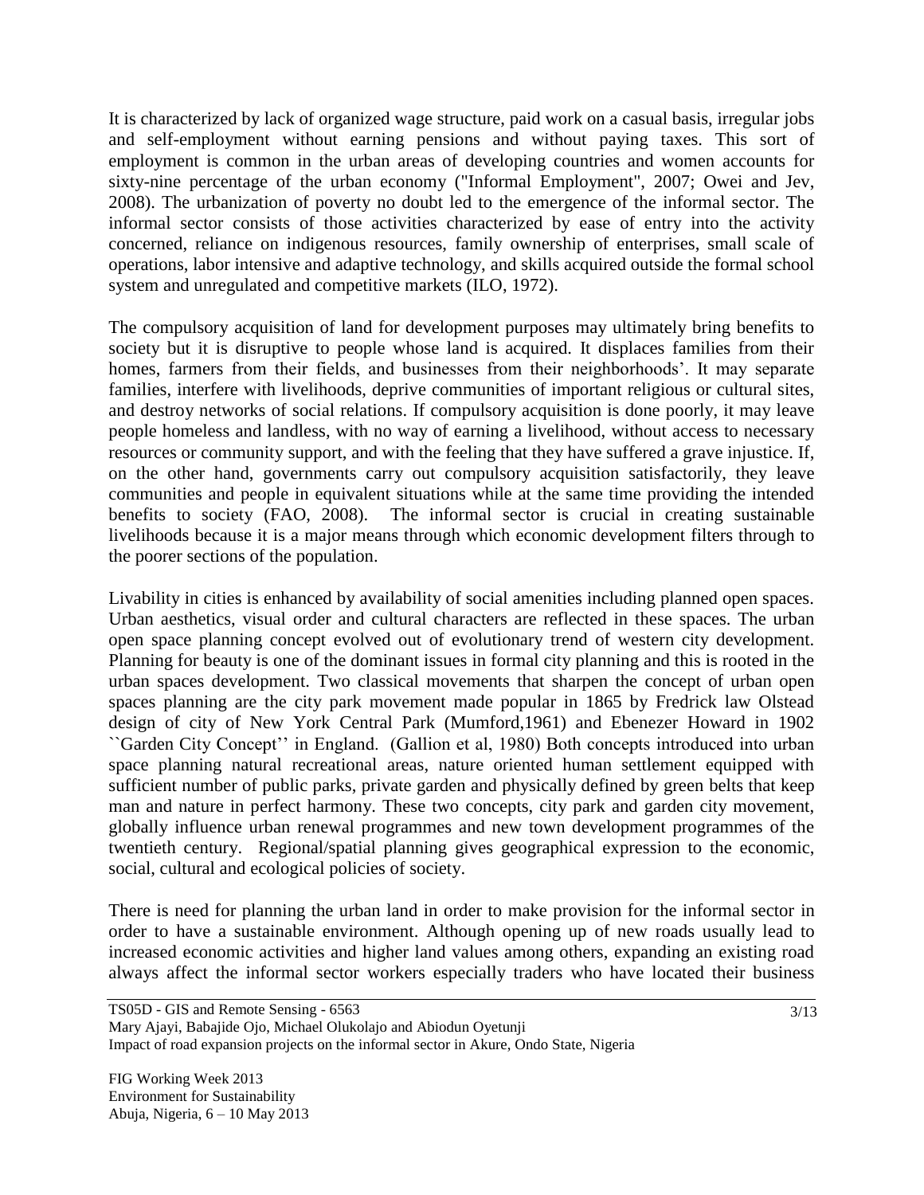It is characterized by lack of organized wage structure, paid work on a casual basis, irregular jobs and self-employment without earning pensions and without paying taxes. This sort of employment is common in the urban areas of developing countries and women accounts for sixty-nine percentage of the urban economy ("Informal Employment", 2007; Owei and Jev, 2008). The urbanization of poverty no doubt led to the emergence of the informal sector. The informal sector consists of those activities characterized by ease of entry into the activity concerned, reliance on indigenous resources, family ownership of enterprises, small scale of operations, labor intensive and adaptive technology, and skills acquired outside the formal school system and unregulated and competitive markets (ILO, 1972).

The compulsory acquisition of land for development purposes may ultimately bring benefits to society but it is disruptive to people whose land is acquired. It displaces families from their homes, farmers from their fields, and businesses from their neighborhoods'. It may separate families, interfere with livelihoods, deprive communities of important religious or cultural sites, and destroy networks of social relations. If compulsory acquisition is done poorly, it may leave people homeless and landless, with no way of earning a livelihood, without access to necessary resources or community support, and with the feeling that they have suffered a grave injustice. If, on the other hand, governments carry out compulsory acquisition satisfactorily, they leave communities and people in equivalent situations while at the same time providing the intended benefits to society (FAO, 2008). The informal sector is crucial in creating sustainable livelihoods because it is a major means through which economic development filters through to the poorer sections of the population.

Livability in cities is enhanced by availability of social amenities including planned open spaces. Urban aesthetics, visual order and cultural characters are reflected in these spaces. The urban open space planning concept evolved out of evolutionary trend of western city development. Planning for beauty is one of the dominant issues in formal city planning and this is rooted in the urban spaces development. Two classical movements that sharpen the concept of urban open spaces planning are the city park movement made popular in 1865 by Fredrick law Olstead design of city of New York Central Park (Mumford,1961) and Ebenezer Howard in 1902 ``Garden City Concept'' in England. (Gallion et al, 1980) Both concepts introduced into urban space planning natural recreational areas, nature oriented human settlement equipped with sufficient number of public parks, private garden and physically defined by green belts that keep man and nature in perfect harmony. These two concepts, city park and garden city movement, globally influence urban renewal programmes and new town development programmes of the twentieth century. Regional/spatial planning gives geographical expression to the economic, social, cultural and ecological policies of society.

There is need for planning the urban land in order to make provision for the informal sector in order to have a sustainable environment. Although opening up of new roads usually lead to increased economic activities and higher land values among others, expanding an existing road always affect the informal sector workers especially traders who have located their business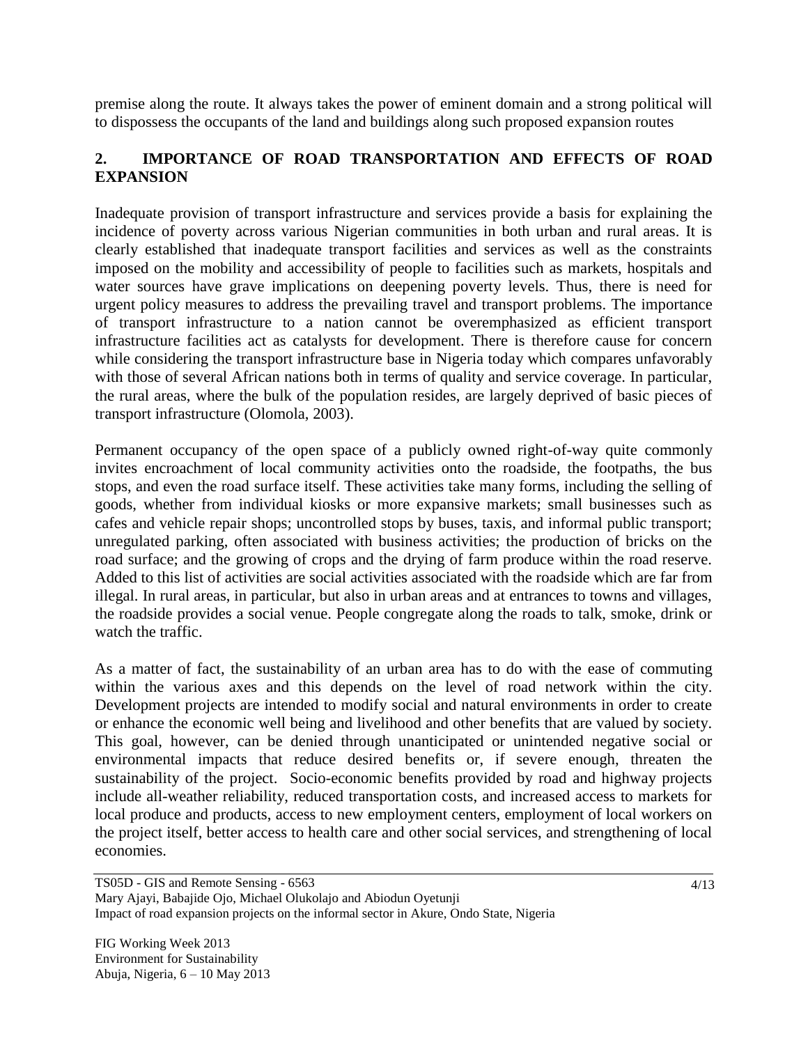premise along the route. It always takes the power of eminent domain and a strong political will to dispossess the occupants of the land and buildings along such proposed expansion routes

## 2. IMPORTANCE OF ROAD TRANSPORTATION AND EFFECTS OF ROAD EXPANSION

Inadequate provision of transport infrastructure and services provide a basis for explaining the incidence of poverty across various Nigerian communities in both urban and rural areas. It is clearly established that inadequate transport facilities and services as well as the constraints imposed on the mobility and accessibility of people to facilities such as markets, hospitals and water sources have grave implications on deepening poverty levels. Thus, there is need for urgent policy measures to address the prevailing travel and transport problems. The importance of transport infrastructure to a nation cannot be overemphasized as efficient transport infrastructure facilities act as catalysts for development. There is therefore cause for concern while considering the transport infrastructure base in Nigeria today which compares unfavorably with those of several African nations both in terms of quality and service coverage. In particular, the rural areas, where the bulk of the population resides, are largely deprived of basic pieces of transport infrastructure (Olomola, 2003).

Permanent occupancy of the open space of a publicly owned right-of-way quite commonly invites encroachment of local community activities onto the roadside, the footpaths, the bus stops, and even the road surface itself. These activities take many forms, including the selling of goods, whether from individual kiosks or more expansive markets; small businesses such as cafes and vehicle repair shops; uncontrolled stops by buses, taxis, and informal public transport; unregulated parking, often associated with business activities; the production of bricks on the road surface; and the growing of crops and the drying of farm produce within the road reserve. Added to this list of activities are social activities associated with the roadside which are far from illegal. In rural areas, in particular, but also in urban areas and at entrances to towns and villages, the roadside provides a social venue. People congregate along the roads to talk, smoke, drink or watch the traffic.

As a matter of fact, the sustainability of an urban area has to do with the ease of commuting within the various axes and this depends on the level of road network within the city. Development projects are intended to modify social and natural environments in order to create or enhance the economic well being and livelihood and other benefits that are valued by society. This goal, however, can be denied through unanticipated or unintended negative social or environmental impacts that reduce desired benefits or, if severe enough, threaten the sustainability of the project. Socio-economic benefits provided by road and highway projects include all-weather reliability, reduced transportation costs, and increased access to markets for local produce and products, access to new employment centers, employment of local workers on the project itself, better access to health care and other social services, and strengthening of local economies.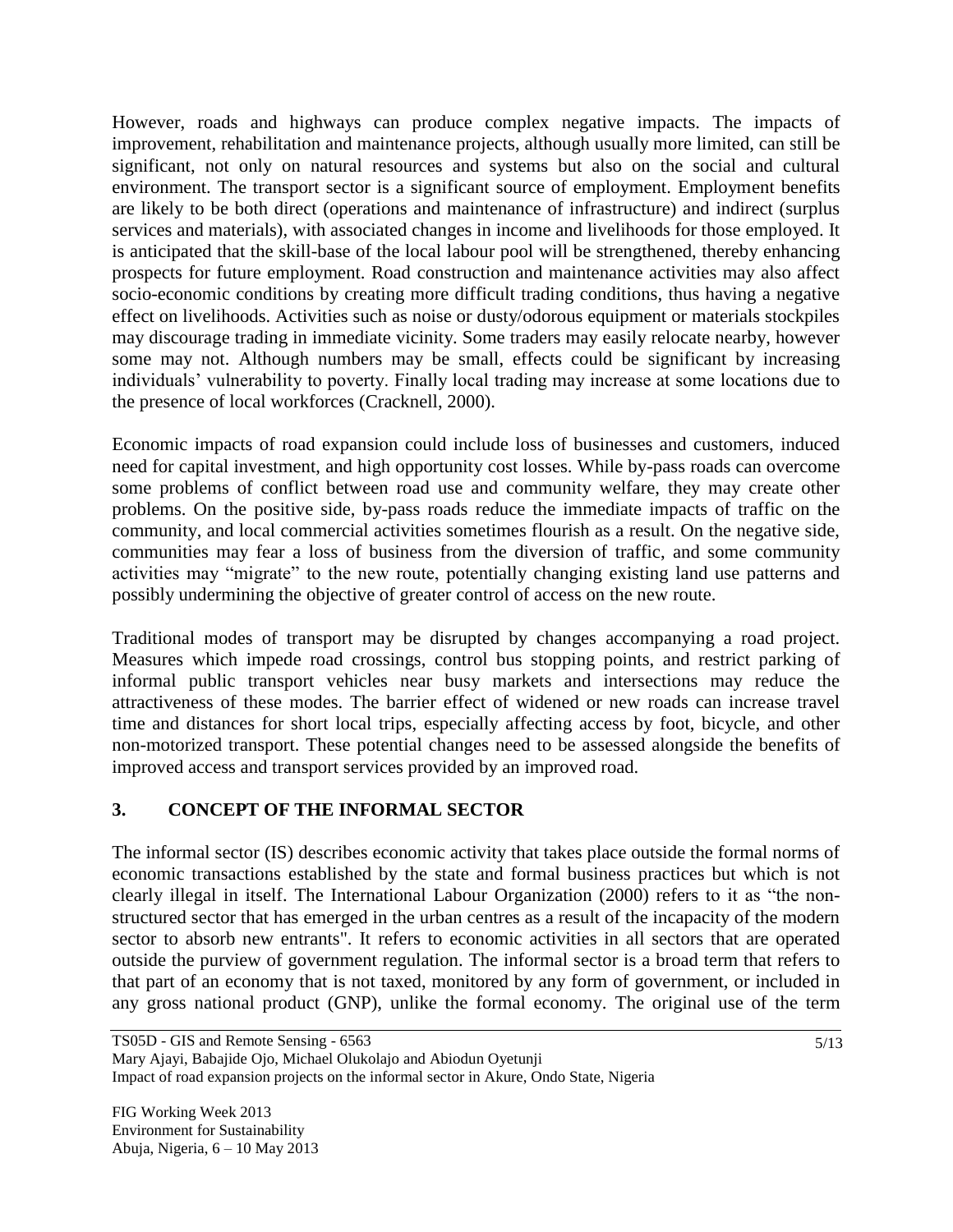However, roads and highways can produce complex negative impacts. The impacts of improvement, rehabilitation and maintenance projects, although usually more limited, can still be significant, not only on natural resources and systems but also on the social and cultural environment. The transport sector is a significant source of employment. Employment benefits are likely to be both direct (operations and maintenance of infrastructure) and indirect (surplus services and materials), with associated changes in income and livelihoods for those employed. It is anticipated that the skill-base of the local labour pool will be strengthened, thereby enhancing prospects for future employment. Road construction and maintenance activities may also affect socio-economic conditions by creating more difficult trading conditions, thus having a negative effect on livelihoods. Activities such as noise or dusty/odorous equipment or materials stockpiles may discourage trading in immediate vicinity. Some traders may easily relocate nearby, however some may not. Although numbers may be small, effects could be significant by increasing individuals' vulnerability to poverty. Finally local trading may increase at some locations due to the presence of local workforces (Cracknell, 2000).

Economic impacts of road expansion could include loss of businesses and customers, induced need for capital investment, and high opportunity cost losses. While by-pass roads can overcome some problems of conflict between road use and community welfare, they may create other problems. On the positive side, by-pass roads reduce the immediate impacts of traffic on the community, and local commercial activities sometimes flourish as a result. On the negative side, communities may fear a loss of business from the diversion of traffic, and some community activities may "migrate" to the new route, potentially changing existing land use patterns and possibly undermining the objective of greater control of access on the new route.

Traditional modes of transport may be disrupted by changes accompanying a road project. Measures which impede road crossings, control bus stopping points, and restrict parking of informal public transport vehicles near busy markets and intersections may reduce the attractiveness of these modes. The barrier effect of widened or new roads can increase travel time and distances for short local trips, especially affecting access by foot, bicycle, and other non-motorized transport. These potential changes need to be assessed alongside the benefits of improved access and transport services provided by an improved road.

## 3. CONCEPT OF THE INFORMAL SECTOR

The informal sector (IS) describes economic activity that takes place outside the formal norms of economic transactions established by the state and formal business practices but which is not clearly illegal in itself. The International Labour Organization (2000) refers to it as "the non-structured sector that has emerged in the urban centres as a result of the incapacity of the modern sector to absorb new entrants". It refers to economic activities in all sectors that are operated outside the purview of government regulation. The informal sector is a broad term that refers to that part of an economy that is not taxed, monitored by any form of government, or included in any gross national product (GNP), unlike the formal economy. The original use of the term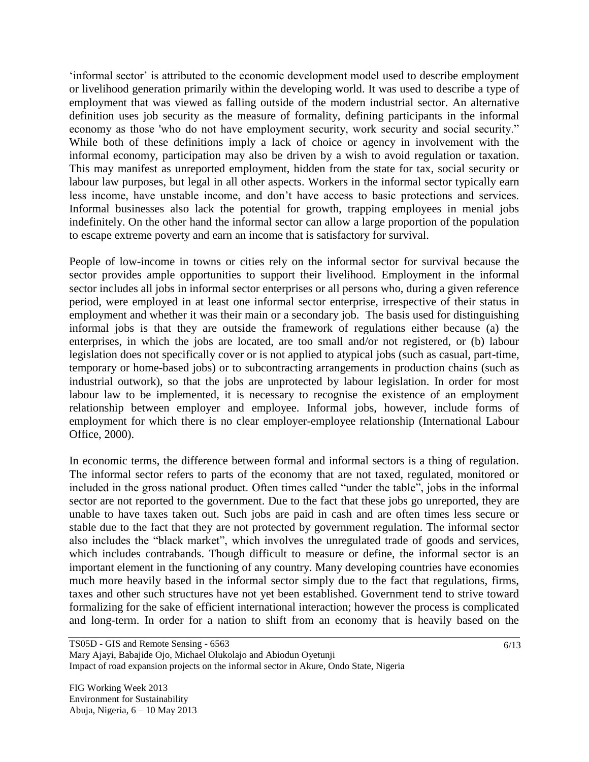'informal sector' is attributed to the economic development model used to describe employment or livelihood generation primarily within the developing world. It was used to describe a type of employment that was viewed as falling outside of the modern industrial sector. An alternative definition uses job security as the measure of formality, defining participants in the informal economy as those 'who do not have employment security, work security and social security." While both of these definitions imply a lack of choice or agency in involvement with the informal economy, participation may also be driven by a wish to avoid regulation or taxation. This may manifest as unreported employment, hidden from the state for tax, social security or labour law purposes, but legal in all other aspects. Workers in the informal sector typically earn less income, have unstable income, and don't have access to basic protections and services. Informal businesses also lack the potential for growth, trapping employees in menial jobs indefinitely. On the other hand the informal sector can allow a large proportion of the population to escape extreme poverty and earn an income that is satisfactory for survival.

People of low-income in towns or cities rely on the informal sector for survival because the sector provides ample opportunities to support their livelihood. Employment in the informal sector includes all jobs in informal sector enterprises or all persons who, during a given reference period, were employed in at least one informal sector enterprise, irrespective of their status in employment and whether it was their main or a secondary job. The basis used for distinguishing informal jobs is that they are outside the framework of regulations either because (a) the enterprises, in which the jobs are located, are too small and/or not registered, or (b) labour legislation does not specifically cover or is not applied to atypical jobs (such as casual, part-time, temporary or home-based jobs) or to subcontracting arrangements in production chains (such as industrial outwork), so that the jobs are unprotected by labour legislation. In order for most labour law to be implemented, it is necessary to recognise the existence of an employment relationship between employer and employee. Informal jobs, however, include forms of employment for which there is no clear employer-employee relationship (International Labour Office, 2000).

In economic terms, the difference between formal and informal sectors is a thing of regulation. The informal sector refers to parts of the economy that are not taxed, regulated, monitored or included in the gross national product. Often times called "under the table", jobs in the informal sector are not reported to the government. Due to the fact that these jobs go unreported, they are unable to have taxes taken out. Such jobs are paid in cash and are often times less secure or stable due to the fact that they are not protected by government regulation. The informal sector also includes the "black market", which involves the unregulated trade of goods and services, which includes contrabands. Though difficult to measure or define, the informal sector is an important element in the functioning of any country. Many developing countries have economies much more heavily based in the informal sector simply due to the fact that regulations, firms, taxes and other such structures have not yet been established. Government tend to strive toward formalizing for the sake of efficient international interaction; however the process is complicated and long-term. In order for a nation to shift from an economy that is heavily based on the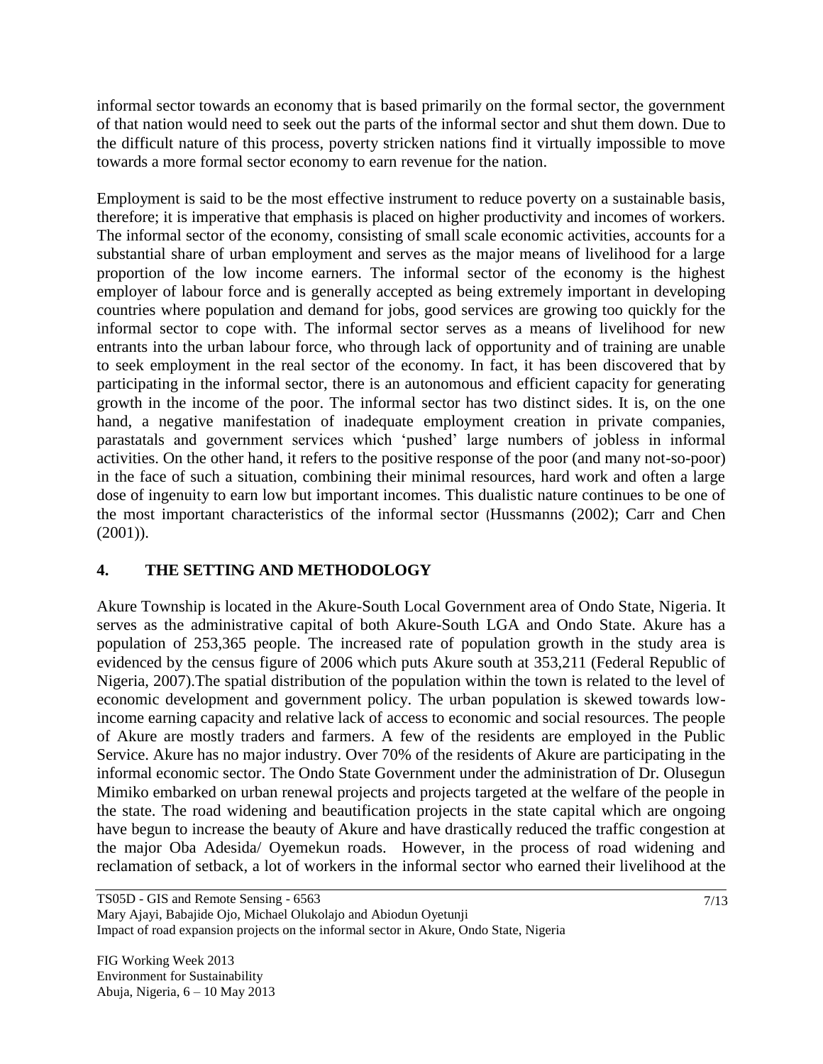informal sector towards an economy that is based primarily on the formal sector, the government of that nation would need to seek out the parts of the informal sector and shut them down. Due to the difficult nature of this process, poverty stricken nations find it virtually impossible to move towards a more formal sector economy to earn revenue for the nation.

Employment is said to be the most effective instrument to reduce poverty on a sustainable basis, therefore; it is imperative that emphasis is placed on higher productivity and incomes of workers. The informal sector of the economy, consisting of small scale economic activities, accounts for a substantial share of urban employment and serves as the major means of livelihood for a large proportion of the low income earners. The informal sector of the economy is the highest employer of labour force and is generally accepted as being extremely important in developing countries where population and demand for jobs, good services are growing too quickly for the informal sector to cope with. The informal sector serves as a means of livelihood for new entrants into the urban labour force, who through lack of opportunity and of training are unable to seek employment in the real sector of the economy. In fact, it has been discovered that by participating in the informal sector, there is an autonomous and efficient capacity for generating growth in the income of the poor. The informal sector has two distinct sides. It is, on the one hand, a negative manifestation of inadequate employment creation in private companies, parastatals and government services which 'pushed' large numbers of jobless in informal activities. On the other hand, it refers to the positive response of the poor (and many not-so-poor) in the face of such a situation, combining their minimal resources, hard work and often a large dose of ingenuity to earn low but important incomes. This dualistic nature continues to be one of the most important characteristics of the informal sector (Hussmanns (2002); Carr and Chen (2001)).

## 4. THE SETTING AND METHODOLOGY

Akure Township is located in the Akure-South Local Government area of Ondo State, Nigeria. It serves as the administrative capital of both Akure-South LGA and Ondo State. Akure has a population of 253,365 people. The increased rate of population growth in the study area is evidenced by the census figure of 2006 which puts Akure south at 353,211 (Federal Republic of Nigeria, 2007).The spatial distribution of the population within the town is related to the level of economic development and government policy. The urban population is skewed towards low-income earning capacity and relative lack of access to economic and social resources. The people of Akure are mostly traders and farmers. A few of the residents are employed in the Public Service. Akure has no major industry. Over 70% of the residents of Akure are participating in the informal economic sector. The Ondo State Government under the administration of Dr. Olusegun Mimiko embarked on urban renewal projects and projects targeted at the welfare of the people in the state. The road widening and beautification projects in the state capital which are ongoing have begun to increase the beauty of Akure and have drastically reduced the traffic congestion at the major Oba Adesida/ Oyemekun roads. However, in the process of road widening and reclamation of setback, a lot of workers in the informal sector who earned their livelihood at the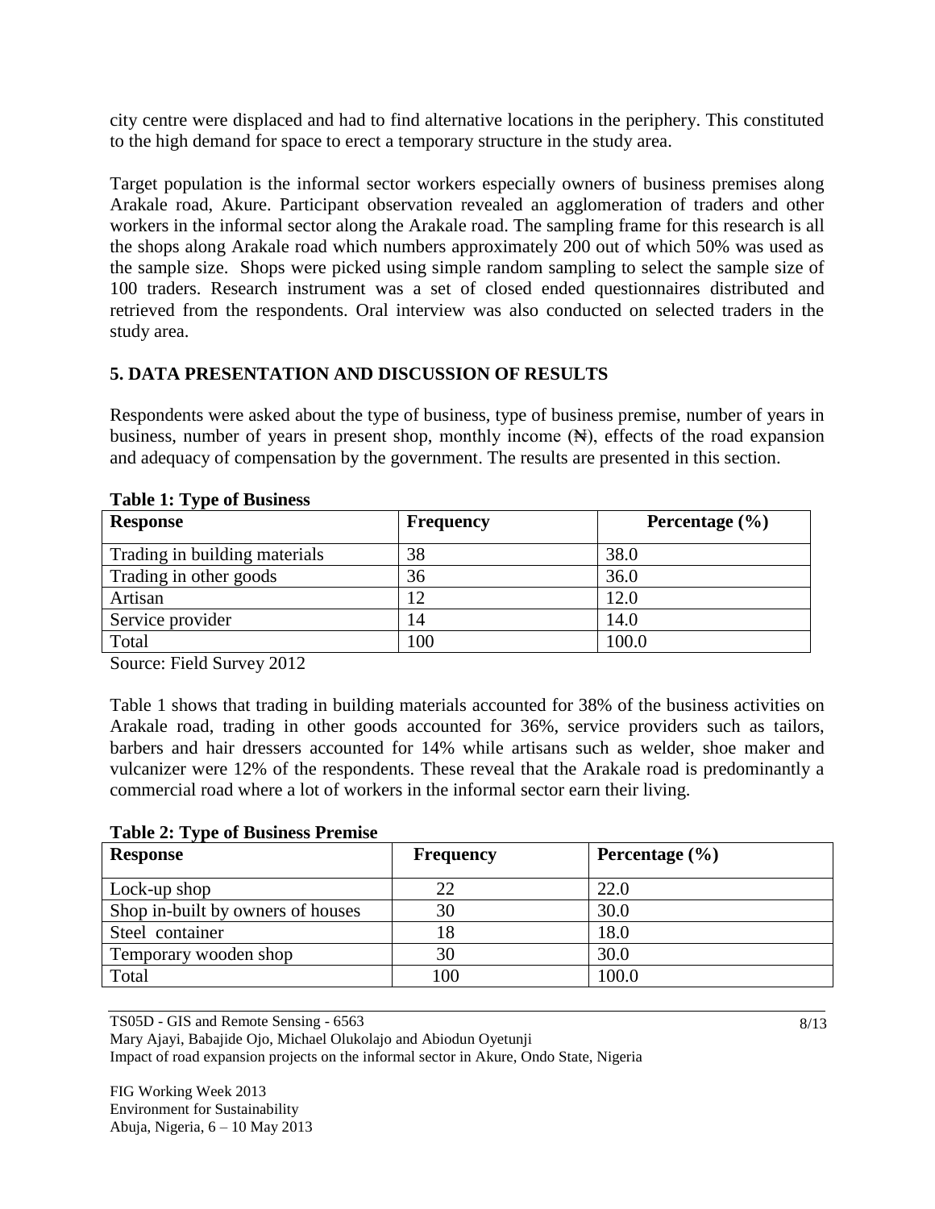city centre were displaced and had to find alternative locations in the periphery. This constituted to the high demand for space to erect a temporary structure in the study area.

Target population is the informal sector workers especially owners of business premises along Arakale road, Akure. Participant observation revealed an agglomeration of traders and other workers in the informal sector along the Arakale road. The sampling frame for this research is all the shops along Arakale road which numbers approximately 200 out of which 50% was used as the sample size. Shops were picked using simple random sampling to select the sample size of 100 traders. Research instrument was a set of closed ended questionnaires distributed and retrieved from the respondents. Oral interview was also conducted on selected traders in the study area.

## 5. DATA PRESENTATION AND DISCUSSION OF RESULTS

Respondents were asked about the type of business, type of business premise, number of years in business, number of years in present shop, monthly income (₦), effects of the road expansion and adequacy of compensation by the government. The results are presented in this section.

**Table 1: Type of Business**

| Response | Frequency | Percentage (%) |
|---|---|---|
| Trading in building materials | 38 | 38.0 |
| Trading in other goods | 36 | 36.0 |
| Artisan | 12 | 12.0 |
| Service provider | 14 | 14.0 |
| Total | 100 | 100.0 |

Source: Field Survey 2012

Table 1 shows that trading in building materials accounted for 38% of the business activities on Arakale road, trading in other goods accounted for 36%, service providers such as tailors, barbers and hair dressers accounted for 14% while artisans such as welder, shoe maker and vulcanizer were 12% of the respondents. These reveal that the Arakale road is predominantly a commercial road where a lot of workers in the informal sector earn their living.

**Table 2: Type of Business Premise**

| Response | Frequency | Percentage (%) |
|---|---|---|
| Lock-up shop | 22 | 22.0 |
| Shop in-built by owners of houses | 30 | 30.0 |
| Steel container | 18 | 18.0 |
| Temporary wooden shop | 30 | 30.0 |
| Total | 100 | 100.0 |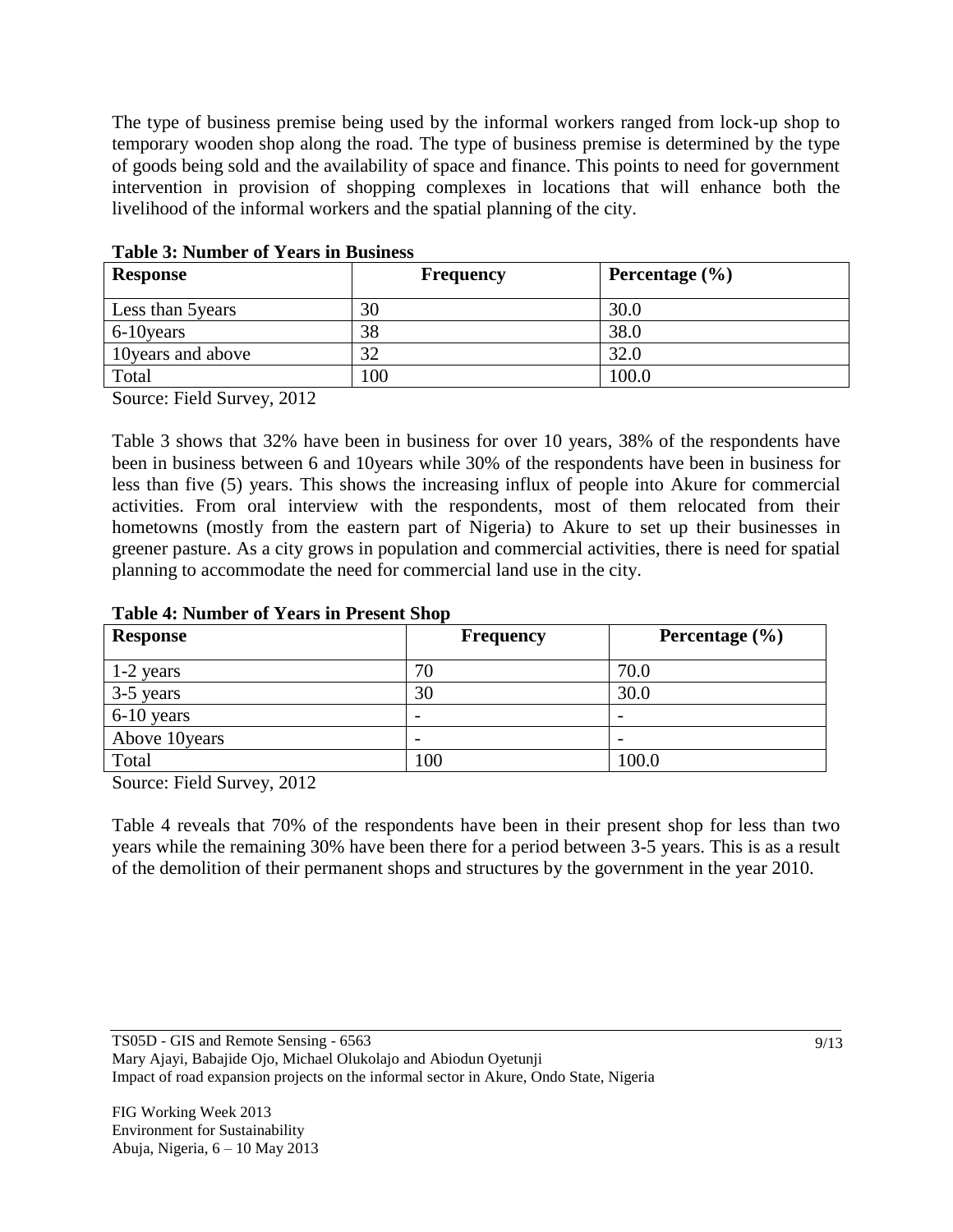The type of business premise being used by the informal workers ranged from lock-up shop to temporary wooden shop along the road. The type of business premise is determined by the type of goods being sold and the availability of space and finance. This points to need for government intervention in provision of shopping complexes in locations that will enhance both the livelihood of the informal workers and the spatial planning of the city.

**Table 3: Number of Years in Business**

| Response | Frequency | Percentage (%) |
|---|---|---|
| Less than 5years | 30 | 30.0 |
| 6-10years | 38 | 38.0 |
| 10years and above | 32 | 32.0 |
| Total | 100 | 100.0 |

Source: Field Survey, 2012

Table 3 shows that 32% have been in business for over 10 years, 38% of the respondents have been in business between 6 and 10years while 30% of the respondents have been in business for less than five (5) years. This shows the increasing influx of people into Akure for commercial activities. From oral interview with the respondents, most of them relocated from their hometowns (mostly from the eastern part of Nigeria) to Akure to set up their businesses in greener pasture. As a city grows in population and commercial activities, there is need for spatial planning to accommodate the need for commercial land use in the city.

**Table 4: Number of Years in Present Shop**

| Response | Frequency | Percentage (%) |
|---|---|---|
| 1-2 years | 70 | 70.0 |
| 3-5 years | 30 | 30.0 |
| 6-10 years | - | - |
| Above 10years | - | - |
| Total | 100 | 100.0 |

Source: Field Survey, 2012

Table 4 reveals that 70% of the respondents have been in their present shop for less than two years while the remaining 30% have been there for a period between 3-5 years. This is as a result of the demolition of their permanent shops and structures by the government in the year 2010.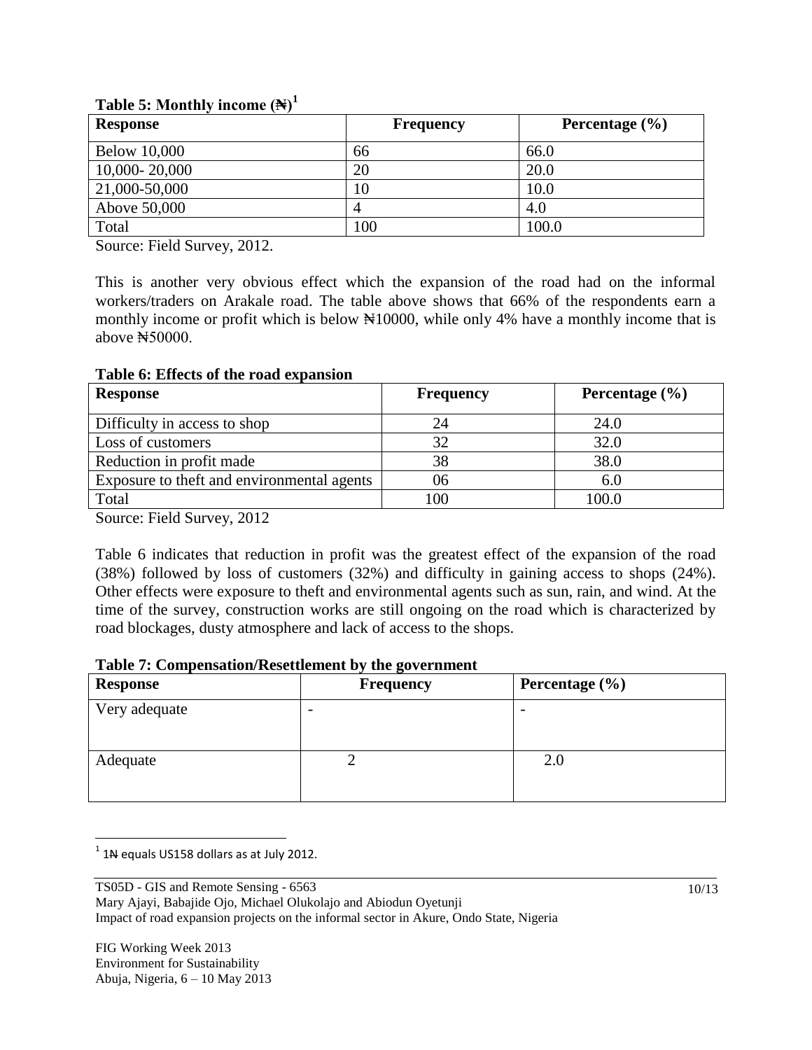**Table 5: Monthly income (₦)[1]**

| Response | Frequency | Percentage (%) |
|---|---|---|
| Below 10,000 | 66 | 66.0 |
| 10,000- 20,000 | 20 | 20.0 |
| 21,000-50,000 | 10 | 10.0 |
| Above 50,000 | 4 | 4.0 |
| Total | 100 | 100.0 |

Source: Field Survey, 2012.

This is another very obvious effect which the expansion of the road had on the informal workers/traders on Arakale road. The table above shows that 66% of the respondents earn a monthly income or profit which is below ₦10000, while only 4% have a monthly income that is above ₦50000.

**Table 6: Effects of the road expansion**

| Response | Frequency | Percentage (%) |
|---|---|---|
| Difficulty in access to shop | 24 | 24.0 |
| Loss of customers | 32 | 32.0 |
| Reduction in profit made | 38 | 38.0 |
| Exposure to theft and environmental agents | 06 | 6.0 |
| Total | 100 | 100.0 |

Source: Field Survey, 2012

Table 6 indicates that reduction in profit was the greatest effect of the expansion of the road (38%) followed by loss of customers (32%) and difficulty in gaining access to shops (24%). Other effects were exposure to theft and environmental agents such as sun, rain, and wind. At the time of the survey, construction works are still ongoing on the road which is characterized by road blockages, dusty atmosphere and lack of access to the shops.

**Table 7: Compensation/Resettlement by the government**

| Response | Frequency | Percentage (%) |
|---|---|---|
| Very adequate | - | - |
| Adequate | 2 | 2.0 |

[1] 1₦ equals US158 dollars as at July 2012.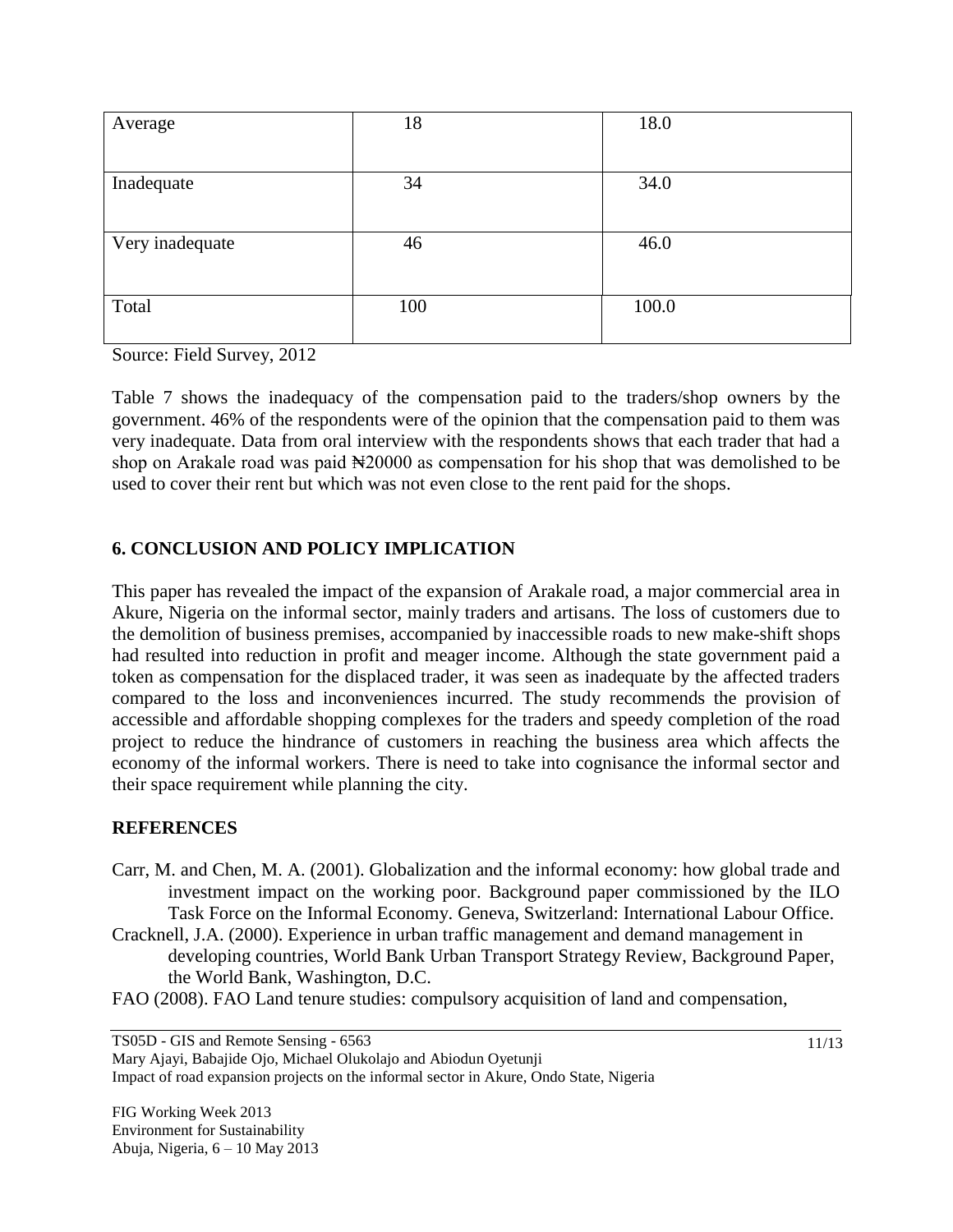| | | |
|---|---|---|
| Average | 18 | 18.0 |
| Inadequate | 34 | 34.0 |
| Very inadequate | 46 | 46.0 |
| Total | 100 | 100.0 |

Source: Field Survey, 2012

Table 7 shows the inadequacy of the compensation paid to the traders/shop owners by the government. 46% of the respondents were of the opinion that the compensation paid to them was very inadequate. Data from oral interview with the respondents shows that each trader that had a shop on Arakale road was paid ₦20000 as compensation for his shop that was demolished to be used to cover their rent but which was not even close to the rent paid for the shops.

## 6. CONCLUSION AND POLICY IMPLICATION

This paper has revealed the impact of the expansion of Arakale road, a major commercial area in Akure, Nigeria on the informal sector, mainly traders and artisans. The loss of customers due to the demolition of business premises, accompanied by inaccessible roads to new make-shift shops had resulted into reduction in profit and meager income. Although the state government paid a token as compensation for the displaced trader, it was seen as inadequate by the affected traders compared to the loss and inconveniences incurred. The study recommends the provision of accessible and affordable shopping complexes for the traders and speedy completion of the road project to reduce the hindrance of customers in reaching the business area which affects the economy of the informal workers. There is need to take into cognisance the informal sector and their space requirement while planning the city.

## REFERENCES

Carr, M. and Chen, M. A. (2001). Globalization and the informal economy: how global trade and investment impact on the working poor. Background paper commissioned by the ILO Task Force on the Informal Economy. Geneva, Switzerland: International Labour Office.

Cracknell, J.A. (2000). Experience in urban traffic management and demand management in developing countries, World Bank Urban Transport Strategy Review, Background Paper, the World Bank, Washington, D.C.

FAO (2008). FAO Land tenure studies: compulsory acquisition of land and compensation,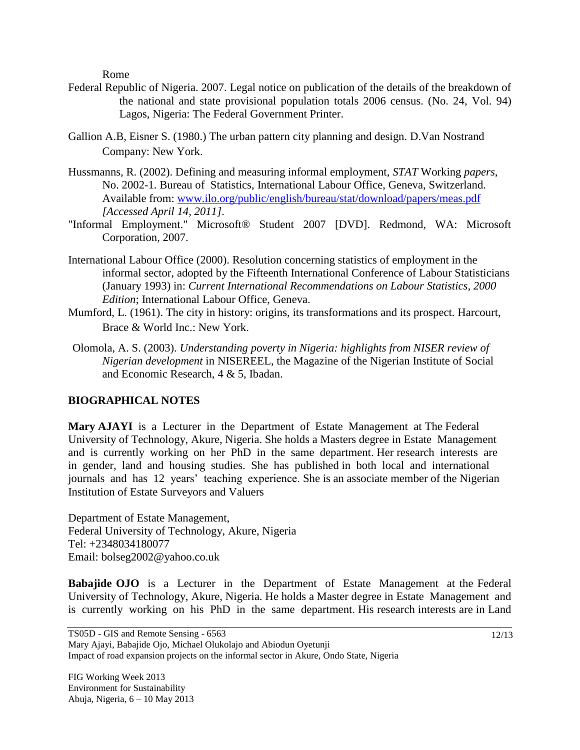Rome

Federal Republic of Nigeria. 2007. Legal notice on publication of the details of the breakdown of the national and state provisional population totals 2006 census. (No. 24, Vol. 94) Lagos, Nigeria: The Federal Government Printer.

Gallion A.B, Eisner S. (1980.) The urban pattern city planning and design. D.Van Nostrand Company: New York.

Hussmanns, R. (2002). Defining and measuring informal employment, *STAT* Working *papers*, No. 2002-1. Bureau of Statistics, International Labour Office, Geneva, Switzerland. Available from: [www.ilo.org/public/english/bureau/stat/download/papers/meas.pdf](www.ilo.org/public/english/bureau/stat/download/papers/meas.pdf) *[Accessed April 14, 2011]*.

"Informal Employment." Microsoft® Student 2007 [DVD]. Redmond, WA: Microsoft Corporation, 2007.

International Labour Office (2000). Resolution concerning statistics of employment in the informal sector, adopted by the Fifteenth International Conference of Labour Statisticians (January 1993) in: *Current International Recommendations on Labour Statistics, 2000 Edition*; International Labour Office, Geneva.

Mumford, L. (1961). The city in history: origins, its transformations and its prospect. Harcourt, Brace & World Inc.: New York.

Olomola, A. S. (2003). *Understanding poverty in Nigeria: highlights from NISER review of Nigerian development* in NISEREEL, the Magazine of the Nigerian Institute of Social and Economic Research, 4 & 5, Ibadan.

## BIOGRAPHICAL NOTES

**Mary AJAYI** is a Lecturer in the Department of Estate Management at The Federal University of Technology, Akure, Nigeria. She holds a Masters degree in Estate Management and is currently working on her PhD in the same department. Her research interests are in gender, land and housing studies. She has published in both local and international journals and has 12 years' teaching experience. She is an associate member of the Nigerian Institution of Estate Surveyors and Valuers

Department of Estate Management,
Federal University of Technology, Akure, Nigeria
Tel: +2348034180077
Email: bolseg2002@yahoo.co.uk

**Babajide OJO** is a Lecturer in the Department of Estate Management at the Federal University of Technology, Akure, Nigeria. He holds a Master degree in Estate Management and is currently working on his PhD in the same department. His research interests are in Land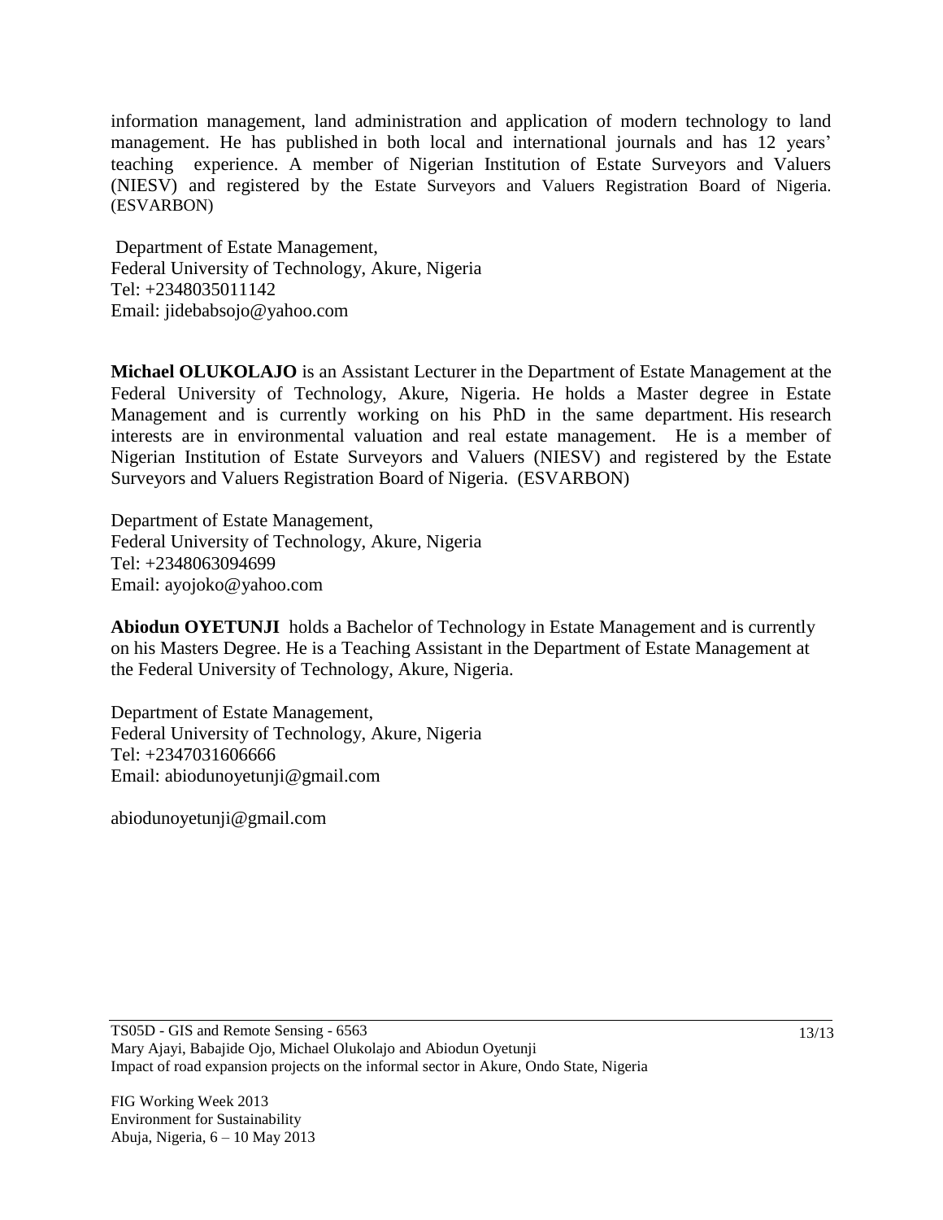information management, land administration and application of modern technology to land management. He has published in both local and international journals and has 12 years' teaching experience. A member of Nigerian Institution of Estate Surveyors and Valuers (NIESV) and registered by the Estate Surveyors and Valuers Registration Board of Nigeria. (ESVARBON)

Department of Estate Management,
Federal University of Technology, Akure, Nigeria
Tel: +2348035011142
Email: jidebabsojo@yahoo.com

**Michael OLUKOLAJO** is an Assistant Lecturer in the Department of Estate Management at the Federal University of Technology, Akure, Nigeria. He holds a Master degree in Estate Management and is currently working on his PhD in the same department. His research interests are in environmental valuation and real estate management. He is a member of Nigerian Institution of Estate Surveyors and Valuers (NIESV) and registered by the Estate Surveyors and Valuers Registration Board of Nigeria. (ESVARBON)

Department of Estate Management,
Federal University of Technology, Akure, Nigeria
Tel: +2348063094699
Email: ayojoko@yahoo.com

**Abiodun OYETUNJI** holds a Bachelor of Technology in Estate Management and is currently on his Masters Degree. He is a Teaching Assistant in the Department of Estate Management at the Federal University of Technology, Akure, Nigeria.

Department of Estate Management,
Federal University of Technology, Akure, Nigeria
Tel: +2347031606666
Email: abiodunoyetunji@gmail.com

abiodunoyetunji@gmail.com